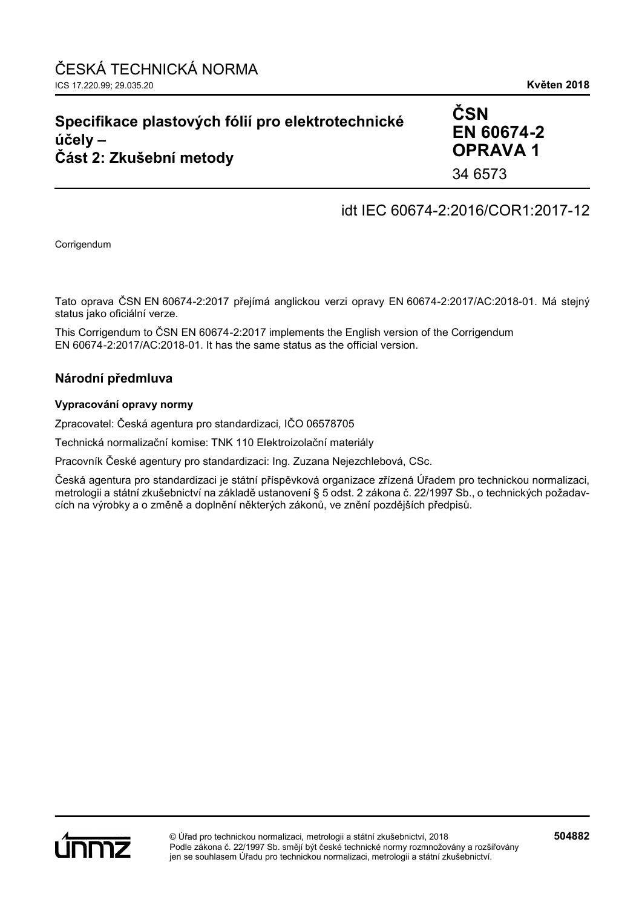ČESKÁ TECHNICKÁ NORMA

ICS 17.220.99; 29.035.20

**Květen 2018**

# Specifikace plastových fólií pro elektrotechnické účely – Část 2: Zkušební metody

**ČSN EN 60674-2 OPRAVA 1**

34 6573

idt IEC 60674-2:2016/COR1:2017-12

Corrigendum

Tato oprava ČSN EN 60674-2:2017 přejímá anglickou verzi opravy EN 60674-2:2017/AC:2018-01. Má stejný status jako oficiální verze.

This Corrigendum to ČSN EN 60674-2:2017 implements the English version of the Corrigendum EN 60674-2:2017/AC:2018-01. It has the same status as the official version.

## Národní předmluva

### Vypracování opravy normy

Zpracovatel: Česká agentura pro standardizaci, IČO 06578705

Technická normalizační komise: TNK 110 Elektroizolační materiály

Pracovník České agentury pro standardizaci: Ing. Zuzana Nejezchlebová, CSc.

Česká agentura pro standardizaci je státní příspěvková organizace zřízená Úřadem pro technickou normalizaci, metrologii a státní zkušebnictví na základě ustanovení § 5 odst. 2 zákona č. 22/1997 Sb., o technických požadavcích na výrobky a o změně a doplnění některých zákonů, ve znění pozdějších předpisů.

© Úřad pro technickou normalizaci, metrologii a státní zkušebnictví, 2018
Podle zákona č. 22/1997 Sb. smějí být české technické normy rozmnožovány a rozšiřovány jen se souhlasem Úřadu pro technickou normalizaci, metrologii a státní zkušebnictví.

**504882**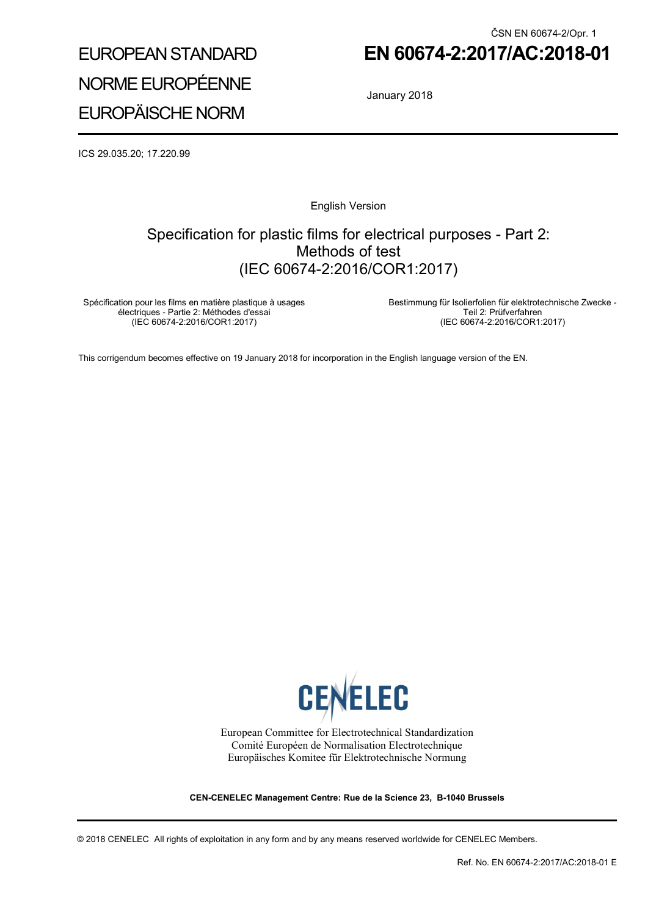ČSN EN 60674-2/Opr. 1

# EUROPEAN STANDARD
# NORME EUROPÉENNE
# EUROPÄISCHE NORM

# EN 60674-2:2017/AC:2018-01

January 2018

ICS 29.035.20; 17.220.99

English Version

## Specification for plastic films for electrical purposes - Part 2: Methods of test (IEC 60674-2:2016/COR1:2017)

Spécification pour les films en matière plastique à usages électriques - Partie 2: Méthodes d'essai (IEC 60674-2:2016/COR1:2017)

Bestimmung für Isolierfolien für elektrotechnische Zwecke - Teil 2: Prüfverfahren (IEC 60674-2:2016/COR1:2017)

This corrigendum becomes effective on 19 January 2018 for incorporation in the English language version of the EN.

CENELEC

European Committee for Electrotechnical Standardization
Comité Européen de Normalisation Electrotechnique
Europäisches Komitee für Elektrotechnische Normung

**CEN-CENELEC Management Centre: Rue de la Science 23, B-1040 Brussels**

© 2018 CENELEC All rights of exploitation in any form and by any means reserved worldwide for CENELEC Members.

Ref. No. EN 60674-2:2017/AC:2018-01 E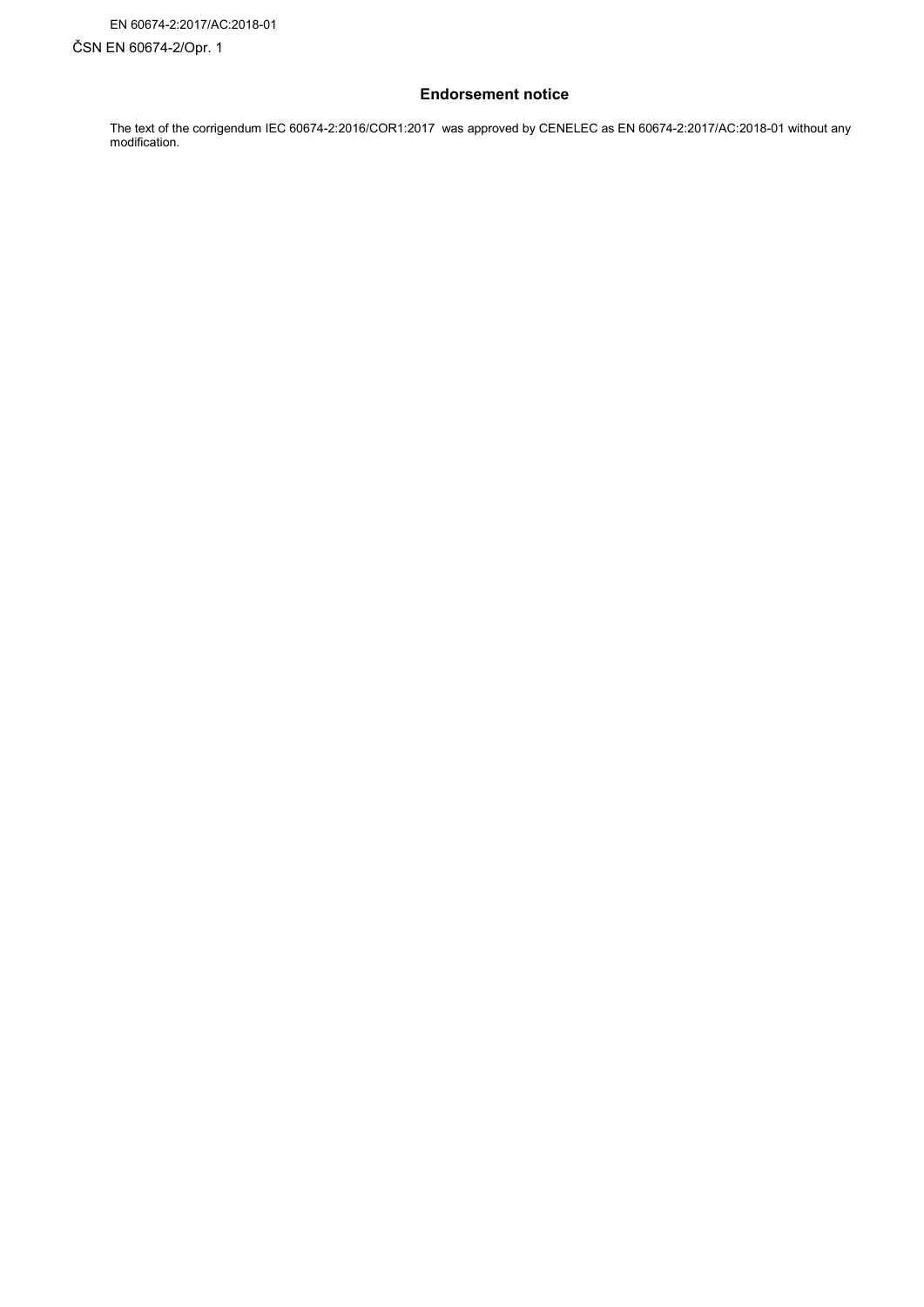## Endorsement notice

The text of the corrigendum IEC 60674-2:2016/COR1:2017 was approved by CENELEC as EN 60674-2:2017/AC:2018-01 without any modification.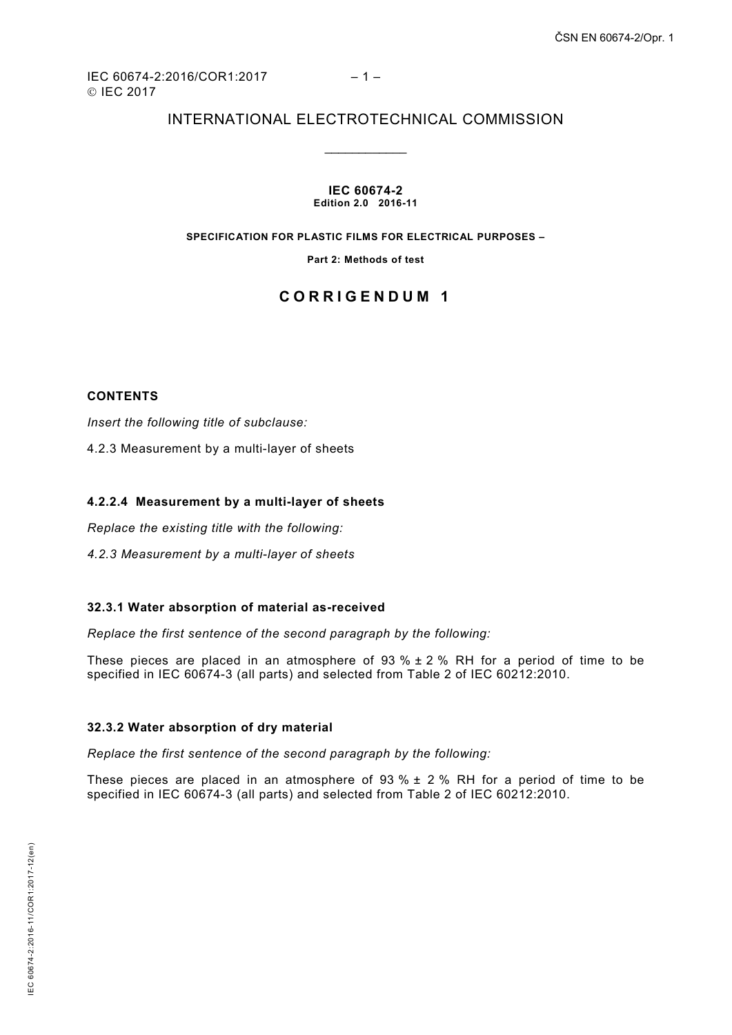IEC 60674-2:2016/COR1:2017
© IEC 2017

INTERNATIONAL ELECTROTECHNICAL COMMISSION

____________

**IEC 60674-2**
**Edition 2.0 2016-11**

**SPECIFICATION FOR PLASTIC FILMS FOR ELECTRICAL PURPOSES –**

**Part 2: Methods of test**

# CORRIGENDUM 1

**CONTENTS**

*Insert the following title of subclause:*

4.2.3 Measurement by a multi-layer of sheets

**4.2.2.4 Measurement by a multi-layer of sheets**

*Replace the existing title with the following:*

*4.2.3 Measurement by a multi-layer of sheets*

**32.3.1 Water absorption of material as-received**

*Replace the first sentence of the second paragraph by the following:*

These pieces are placed in an atmosphere of 93 % ± 2 % RH for a period of time to be specified in IEC 60674-3 (all parts) and selected from Table 2 of IEC 60212:2010.

**32.3.2 Water absorption of dry material**

*Replace the first sentence of the second paragraph by the following:*

These pieces are placed in an atmosphere of 93 % ± 2 % RH for a period of time to be specified in IEC 60674-3 (all parts) and selected from Table 2 of IEC 60212:2010.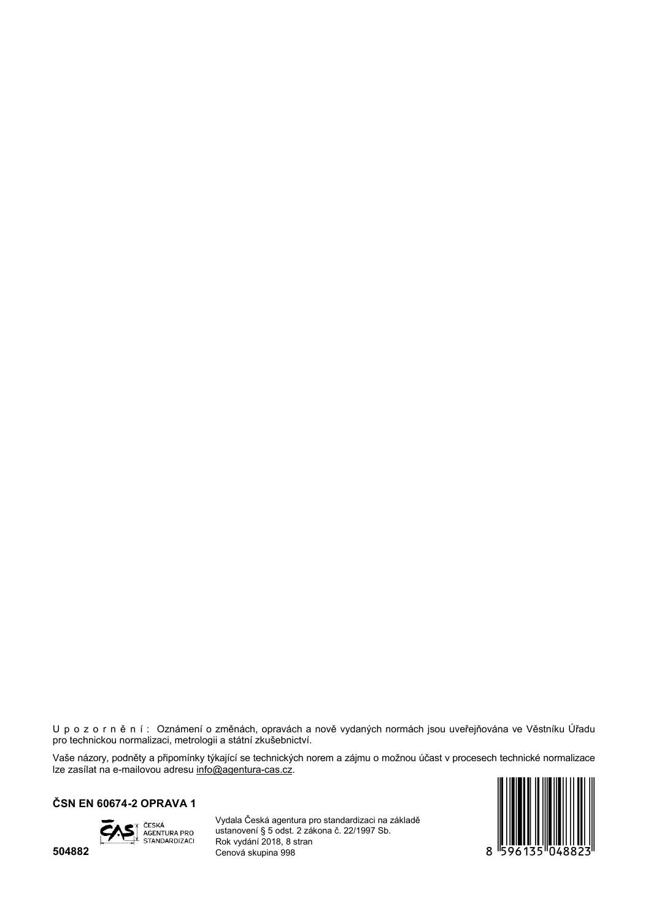U p o z o r n ě n í : Oznámení o změnách, opravách a nově vydaných normách jsou uveřejňována ve Věstníku Úřadu pro technickou normalizaci, metrologii a státní zkušebnictví.

Vaše názory, podněty a připomínky týkající se technických norem a zájmu o možnou účast v procesech technické normalizace lze zasílat na e-mailovou adresu info@agentura-cas.cz.

**ČSN EN 60674-2 OPRAVA 1**

ČESKÁ AGENTURA PRO STANDARDIZACI

**504882**

Vydala Česká agentura pro standardizaci na základě ustanovení § 5 odst. 2 zákona č. 22/1997 Sb.
Rok vydání 2018, 8 stran
Cenová skupina 998

8 596135 048823